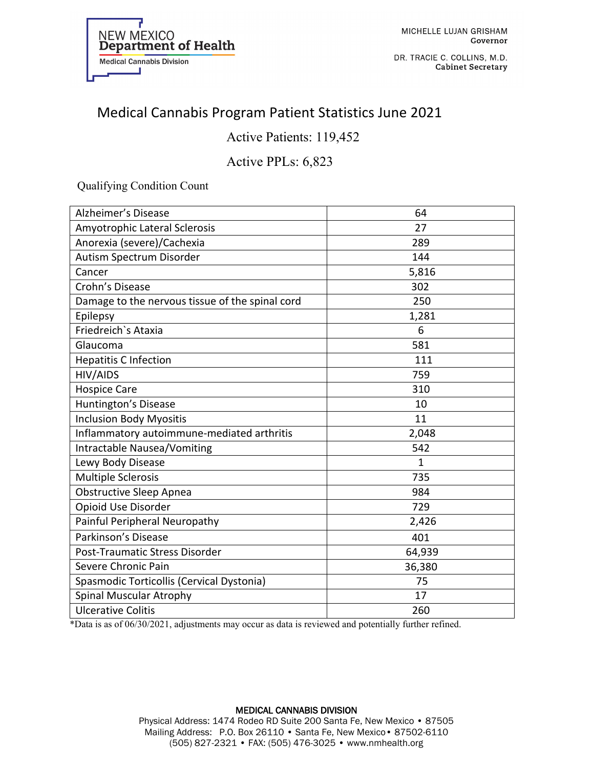NEW MEXICO
**Department of Health**
Medical Cannabis Division

MICHELLE LUJAN GRISHAM
**Governor**

DR. TRACIE C. COLLINS, M.D.
**Cabinet Secretary**

# Medical Cannabis Program Patient Statistics June 2021

Active Patients: 119,452

Active PPLs: 6,823

Qualifying Condition Count

| Condition | Count |
|---|---|
| Alzheimer's Disease | 64 |
| Amyotrophic Lateral Sclerosis | 27 |
| Anorexia (severe)/Cachexia | 289 |
| Autism Spectrum Disorder | 144 |
| Cancer | 5,816 |
| Crohn's Disease | 302 |
| Damage to the nervous tissue of the spinal cord | 250 |
| Epilepsy | 1,281 |
| Friedreich`s Ataxia | 6 |
| Glaucoma | 581 |
| Hepatitis C Infection | 111 |
| HIV/AIDS | 759 |
| Hospice Care | 310 |
| Huntington's Disease | 10 |
| Inclusion Body Myositis | 11 |
| Inflammatory autoimmune-mediated arthritis | 2,048 |
| Intractable Nausea/Vomiting | 542 |
| Lewy Body Disease | 1 |
| Multiple Sclerosis | 735 |
| Obstructive Sleep Apnea | 984 |
| Opioid Use Disorder | 729 |
| Painful Peripheral Neuropathy | 2,426 |
| Parkinson's Disease | 401 |
| Post-Traumatic Stress Disorder | 64,939 |
| Severe Chronic Pain | 36,380 |
| Spasmodic Torticollis (Cervical Dystonia) | 75 |
| Spinal Muscular Atrophy | 17 |
| Ulcerative Colitis | 260 |

*Data is as of 06/30/2021, adjustments may occur as data is reviewed and potentially further refined.

**MEDICAL CANNABIS DIVISION**
Physical Address: 1474 Rodeo RD Suite 200 Santa Fe, New Mexico • 87505
Mailing Address: P.O. Box 26110 • Santa Fe, New Mexico • 87502-6110
(505) 827-2321 • FAX: (505) 476-3025 • www.nmhealth.org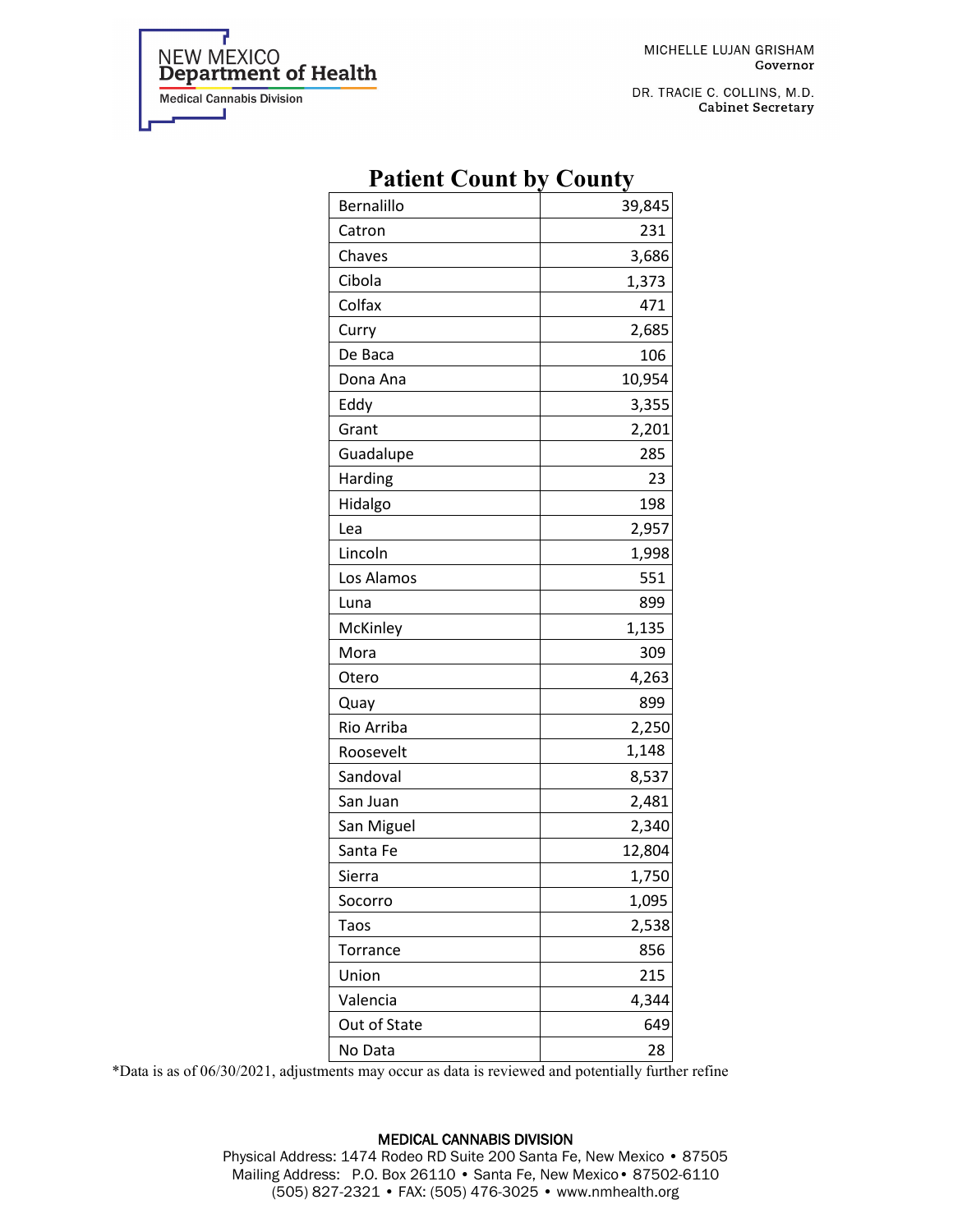NEW MEXICO
**Department of Health**
Medical Cannabis Division

MICHELLE LUJAN GRISHAM
**Governor**

DR. TRACIE C. COLLINS, M.D.
**Cabinet Secretary**

## Patient Count by County

| | |
|---|---:|
| Bernalillo | 39,845 |
| Catron | 231 |
| Chaves | 3,686 |
| Cibola | 1,373 |
| Colfax | 471 |
| Curry | 2,685 |
| De Baca | 106 |
| Dona Ana | 10,954 |
| Eddy | 3,355 |
| Grant | 2,201 |
| Guadalupe | 285 |
| Harding | 23 |
| Hidalgo | 198 |
| Lea | 2,957 |
| Lincoln | 1,998 |
| Los Alamos | 551 |
| Luna | 899 |
| McKinley | 1,135 |
| Mora | 309 |
| Otero | 4,263 |
| Quay | 899 |
| Rio Arriba | 2,250 |
| Roosevelt | 1,148 |
| Sandoval | 8,537 |
| San Juan | 2,481 |
| San Miguel | 2,340 |
| Santa Fe | 12,804 |
| Sierra | 1,750 |
| Socorro | 1,095 |
| Taos | 2,538 |
| Torrance | 856 |
| Union | 215 |
| Valencia | 4,344 |
| Out of State | 649 |
| No Data | 28 |

*Data is as of 06/30/2021, adjustments may occur as data is reviewed and potentially further refine

MEDICAL CANNABIS DIVISION
Physical Address: 1474 Rodeo RD Suite 200 Santa Fe, New Mexico • 87505
Mailing Address: P.O. Box 26110 • Santa Fe, New Mexico • 87502-6110
(505) 827-2321 • FAX: (505) 476-3025 • www.nmhealth.org